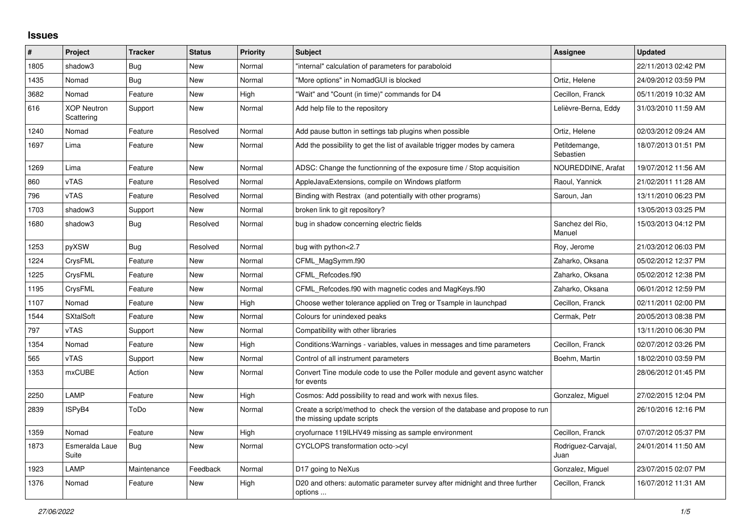# Issues

| # | Project | Tracker | Status | Priority | Subject | Assignee | Updated |
|---|---|---|---|---|---|---|---|
| 1805 | shadow3 | Bug | New | Normal | "internal" calculation of parameters for paraboloid | | 22/11/2013 02:42 PM |
| 1435 | Nomad | Bug | New | Normal | "More options" in NomadGUI is blocked | Ortiz, Helene | 24/09/2012 03:59 PM |
| 3682 | Nomad | Feature | New | High | "Wait" and "Count (in time)" commands for D4 | Cecillon, Franck | 05/11/2019 10:32 AM |
| 616 | XOP Neutron Scattering | Support | New | Normal | Add help file to the repository | Lelièvre-Berna, Eddy | 31/03/2010 11:59 AM |
| 1240 | Nomad | Feature | Resolved | Normal | Add pause button in settings tab plugins when possible | Ortiz, Helene | 02/03/2012 09:24 AM |
| 1697 | Lima | Feature | New | Normal | Add the possibility to get the list of available trigger modes by camera | Petitdemange, Sebastien | 18/07/2013 01:51 PM |
| 1269 | Lima | Feature | New | Normal | ADSC: Change the functionning of the exposure time / Stop acquisition | NOUREDDINE, Arafat | 19/07/2012 11:56 AM |
| 860 | vTAS | Feature | Resolved | Normal | AppleJavaExtensions, compile on Windows platform | Raoul, Yannick | 21/02/2011 11:28 AM |
| 796 | vTAS | Feature | Resolved | Normal | Binding with Restrax (and potentially with other programs) | Saroun, Jan | 13/11/2010 06:23 PM |
| 1703 | shadow3 | Support | New | Normal | broken link to git repository? | | 13/05/2013 03:25 PM |
| 1680 | shadow3 | Bug | Resolved | Normal | bug in shadow concerning electric fields | Sanchez del Rio, Manuel | 15/03/2013 04:12 PM |
| 1253 | pyXSW | Bug | Resolved | Normal | bug with python<2.7 | Roy, Jerome | 21/03/2012 06:03 PM |
| 1224 | CrysFML | Feature | New | Normal | CFML_MagSymm.f90 | Zaharko, Oksana | 05/02/2012 12:37 PM |
| 1225 | CrysFML | Feature | New | Normal | CFML_Refcodes.f90 | Zaharko, Oksana | 05/02/2012 12:38 PM |
| 1195 | CrysFML | Feature | New | Normal | CFML_Refcodes.f90 with magnetic codes and MagKeys.f90 | Zaharko, Oksana | 06/01/2012 12:59 PM |
| 1107 | Nomad | Feature | New | High | Choose wether tolerance applied on Treg or Tsample in launchpad | Cecillon, Franck | 02/11/2011 02:00 PM |
| 1544 | SXtalSoft | Feature | New | Normal | Colours for unindexed peaks | Cermak, Petr | 20/05/2013 08:38 PM |
| 797 | vTAS | Support | New | Normal | Compatibility with other libraries | | 13/11/2010 06:30 PM |
| 1354 | Nomad | Feature | New | High | Conditions:Warnings - variables, values in messages and time parameters | Cecillon, Franck | 02/07/2012 03:26 PM |
| 565 | vTAS | Support | New | Normal | Control of all instrument parameters | Boehm, Martin | 18/02/2010 03:59 PM |
| 1353 | mxCUBE | Action | New | Normal | Convert Tine module code to use the Poller module and gevent async watcher for events | | 28/06/2012 01:45 PM |
| 2250 | LAMP | Feature | New | High | Cosmos: Add possibility to read and work with nexus files. | Gonzalez, Miguel | 27/02/2015 12:04 PM |
| 2839 | ISPyB4 | ToDo | New | Normal | Create a script/method to check the version of the database and propose to run the missing update scripts | | 26/10/2016 12:16 PM |
| 1359 | Nomad | Feature | New | High | cryofurnace 119ILHV49 missing as sample environment | Cecillon, Franck | 07/07/2012 05:37 PM |
| 1873 | Esmeralda Laue Suite | Bug | New | Normal | CYCLOPS transformation octo->cyl | Rodriguez-Carvajal, Juan | 24/01/2014 11:50 AM |
| 1923 | LAMP | Maintenance | Feedback | Normal | D17 going to NeXus | Gonzalez, Miguel | 23/07/2015 02:07 PM |
| 1376 | Nomad | Feature | New | High | D20 and others: automatic parameter survey after midnight and three further options ... | Cecillon, Franck | 16/07/2012 11:31 AM |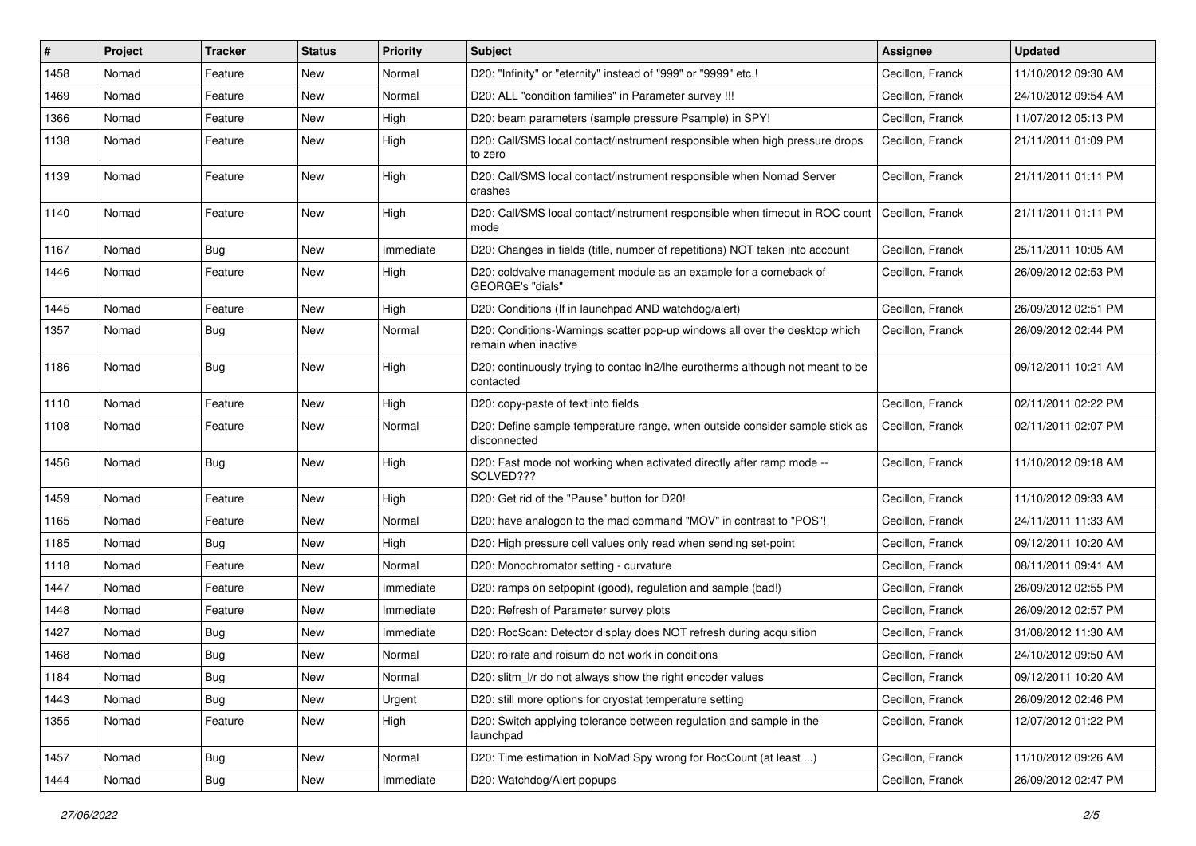| # | Project | Tracker | Status | Priority | Subject | Assignee | Updated |
|---|---|---|---|---|---|---|---|
| 1458 | Nomad | Feature | New | Normal | D20: "Infinity" or "eternity" instead of "999" or "9999" etc.! | Cecillon, Franck | 11/10/2012 09:30 AM |
| 1469 | Nomad | Feature | New | Normal | D20: ALL "condition families" in Parameter survey !!! | Cecillon, Franck | 24/10/2012 09:54 AM |
| 1366 | Nomad | Feature | New | High | D20: beam parameters (sample pressure Psample) in SPY! | Cecillon, Franck | 11/07/2012 05:13 PM |
| 1138 | Nomad | Feature | New | High | D20: Call/SMS local contact/instrument responsible when high pressure drops to zero | Cecillon, Franck | 21/11/2011 01:09 PM |
| 1139 | Nomad | Feature | New | High | D20: Call/SMS local contact/instrument responsible when Nomad Server crashes | Cecillon, Franck | 21/11/2011 01:11 PM |
| 1140 | Nomad | Feature | New | High | D20: Call/SMS local contact/instrument responsible when timeout in ROC count mode | Cecillon, Franck | 21/11/2011 01:11 PM |
| 1167 | Nomad | Bug | New | Immediate | D20: Changes in fields (title, number of repetitions) NOT taken into account | Cecillon, Franck | 25/11/2011 10:05 AM |
| 1446 | Nomad | Feature | New | High | D20: coldvalve management module as an example for a comeback of GEORGE's "dials" | Cecillon, Franck | 26/09/2012 02:53 PM |
| 1445 | Nomad | Feature | New | High | D20: Conditions (If in launchpad AND watchdog/alert) | Cecillon, Franck | 26/09/2012 02:51 PM |
| 1357 | Nomad | Bug | New | Normal | D20: Conditions-Warnings scatter pop-up windows all over the desktop which remain when inactive | Cecillon, Franck | 26/09/2012 02:44 PM |
| 1186 | Nomad | Bug | New | High | D20: continuously trying to contac ln2/lhe eurotherms although not meant to be contacted | | 09/12/2011 10:21 AM |
| 1110 | Nomad | Feature | New | High | D20: copy-paste of text into fields | Cecillon, Franck | 02/11/2011 02:22 PM |
| 1108 | Nomad | Feature | New | Normal | D20: Define sample temperature range, when outside consider sample stick as disconnected | Cecillon, Franck | 02/11/2011 02:07 PM |
| 1456 | Nomad | Bug | New | High | D20: Fast mode not working when activated directly after ramp mode -- SOLVED??? | Cecillon, Franck | 11/10/2012 09:18 AM |
| 1459 | Nomad | Feature | New | High | D20: Get rid of the "Pause" button for D20! | Cecillon, Franck | 11/10/2012 09:33 AM |
| 1165 | Nomad | Feature | New | Normal | D20: have analogon to the mad command "MOV" in contrast to "POS"! | Cecillon, Franck | 24/11/2011 11:33 AM |
| 1185 | Nomad | Bug | New | High | D20: High pressure cell values only read when sending set-point | Cecillon, Franck | 09/12/2011 10:20 AM |
| 1118 | Nomad | Feature | New | Normal | D20: Monochromator setting - curvature | Cecillon, Franck | 08/11/2011 09:41 AM |
| 1447 | Nomad | Feature | New | Immediate | D20: ramps on setpopint (good), regulation and sample (bad!) | Cecillon, Franck | 26/09/2012 02:55 PM |
| 1448 | Nomad | Feature | New | Immediate | D20: Refresh of Parameter survey plots | Cecillon, Franck | 26/09/2012 02:57 PM |
| 1427 | Nomad | Bug | New | Immediate | D20: RocScan: Detector display does NOT refresh during acquisition | Cecillon, Franck | 31/08/2012 11:30 AM |
| 1468 | Nomad | Bug | New | Normal | D20: roirate and roisum do not work in conditions | Cecillon, Franck | 24/10/2012 09:50 AM |
| 1184 | Nomad | Bug | New | Normal | D20: slitm_l/r do not always show the right encoder values | Cecillon, Franck | 09/12/2011 10:20 AM |
| 1443 | Nomad | Bug | New | Urgent | D20: still more options for cryostat temperature setting | Cecillon, Franck | 26/09/2012 02:46 PM |
| 1355 | Nomad | Feature | New | High | D20: Switch applying tolerance between regulation and sample in the launchpad | Cecillon, Franck | 12/07/2012 01:22 PM |
| 1457 | Nomad | Bug | New | Normal | D20: Time estimation in NoMad Spy wrong for RocCount (at least ...) | Cecillon, Franck | 11/10/2012 09:26 AM |
| 1444 | Nomad | Bug | New | Immediate | D20: Watchdog/Alert popups | Cecillon, Franck | 26/09/2012 02:47 PM |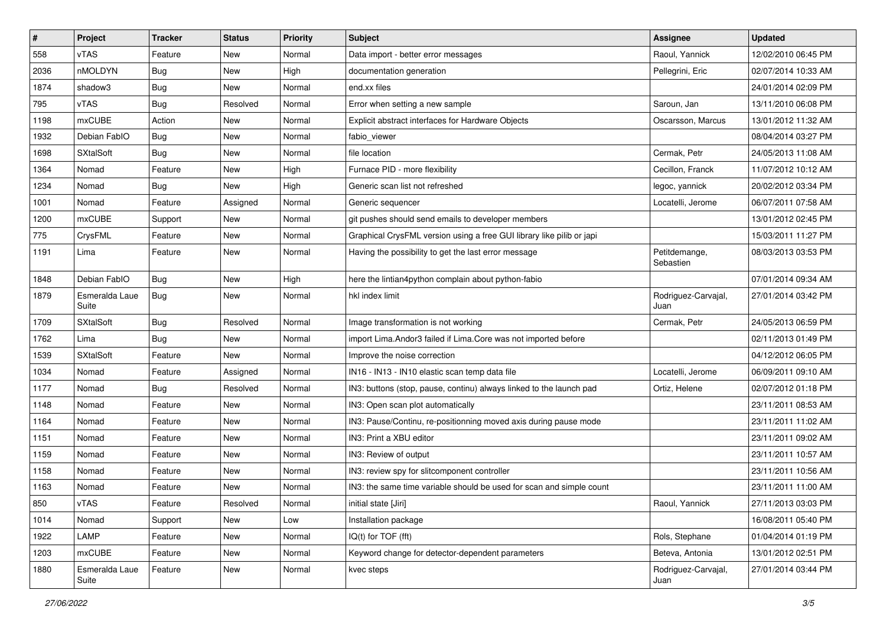| # | Project | Tracker | Status | Priority | Subject | Assignee | Updated |
| --- | --- | --- | --- | --- | --- | --- | --- |
| 558 | vTAS | Feature | New | Normal | Data import - better error messages | Raoul, Yannick | 12/02/2010 06:45 PM |
| 2036 | nMOLDYN | Bug | New | High | documentation generation | Pellegrini, Eric | 02/07/2014 10:33 AM |
| 1874 | shadow3 | Bug | New | Normal | end.xx files | | 24/01/2014 02:09 PM |
| 795 | vTAS | Bug | Resolved | Normal | Error when setting a new sample | Saroun, Jan | 13/11/2010 06:08 PM |
| 1198 | mxCUBE | Action | New | Normal | Explicit abstract interfaces for Hardware Objects | Oscarsson, Marcus | 13/01/2012 11:32 AM |
| 1932 | Debian FabIO | Bug | New | Normal | fabio_viewer | | 08/04/2014 03:27 PM |
| 1698 | SXtalSoft | Bug | New | Normal | file location | Cermak, Petr | 24/05/2013 11:08 AM |
| 1364 | Nomad | Feature | New | High | Furnace PID - more flexibility | Cecillon, Franck | 11/07/2012 10:12 AM |
| 1234 | Nomad | Bug | New | High | Generic scan list not refreshed | legoc, yannick | 20/02/2012 03:34 PM |
| 1001 | Nomad | Feature | Assigned | Normal | Generic sequencer | Locatelli, Jerome | 06/07/2011 07:58 AM |
| 1200 | mxCUBE | Support | New | Normal | git pushes should send emails to developer members | | 13/01/2012 02:45 PM |
| 775 | CrysFML | Feature | New | Normal | Graphical CrysFML version using a free GUI library like pilib or japi | | 15/03/2011 11:27 PM |
| 1191 | Lima | Feature | New | Normal | Having the possibility to get the last error message | Petitdemange, Sebastien | 08/03/2013 03:53 PM |
| 1848 | Debian FabIO | Bug | New | High | here the lintian4python complain about python-fabio | | 07/01/2014 09:34 AM |
| 1879 | Esmeralda Laue Suite | Bug | New | Normal | hkl index limit | Rodriguez-Carvajal, Juan | 27/01/2014 03:42 PM |
| 1709 | SXtalSoft | Bug | Resolved | Normal | Image transformation is not working | Cermak, Petr | 24/05/2013 06:59 PM |
| 1762 | Lima | Bug | New | Normal | import Lima.Andor3 failed if Lima.Core was not imported before | | 02/11/2013 01:49 PM |
| 1539 | SXtalSoft | Feature | New | Normal | Improve the noise correction | | 04/12/2012 06:05 PM |
| 1034 | Nomad | Feature | Assigned | Normal | IN16 - IN13 - IN10 elastic scan temp data file | Locatelli, Jerome | 06/09/2011 09:10 AM |
| 1177 | Nomad | Bug | Resolved | Normal | IN3: buttons (stop, pause, continu) always linked to the launch pad | Ortiz, Helene | 02/07/2012 01:18 PM |
| 1148 | Nomad | Feature | New | Normal | IN3: Open scan plot automatically | | 23/11/2011 08:53 AM |
| 1164 | Nomad | Feature | New | Normal | IN3: Pause/Continu, re-positionning moved axis during pause mode | | 23/11/2011 11:02 AM |
| 1151 | Nomad | Feature | New | Normal | IN3: Print a XBU editor | | 23/11/2011 09:02 AM |
| 1159 | Nomad | Feature | New | Normal | IN3: Review of output | | 23/11/2011 10:57 AM |
| 1158 | Nomad | Feature | New | Normal | IN3: review spy for slitcomponent controller | | 23/11/2011 10:56 AM |
| 1163 | Nomad | Feature | New | Normal | IN3: the same time variable should be used for scan and simple count | | 23/11/2011 11:00 AM |
| 850 | vTAS | Feature | Resolved | Normal | initial state [Jiri] | Raoul, Yannick | 27/11/2013 03:03 PM |
| 1014 | Nomad | Support | New | Low | Installation package | | 16/08/2011 05:40 PM |
| 1922 | LAMP | Feature | New | Normal | IQ(t) for TOF (fft) | Rols, Stephane | 01/04/2014 01:19 PM |
| 1203 | mxCUBE | Feature | New | Normal | Keyword change for detector-dependent parameters | Beteva, Antonia | 13/01/2012 02:51 PM |
| 1880 | Esmeralda Laue Suite | Feature | New | Normal | kvec steps | Rodriguez-Carvajal, Juan | 27/01/2014 03:44 PM |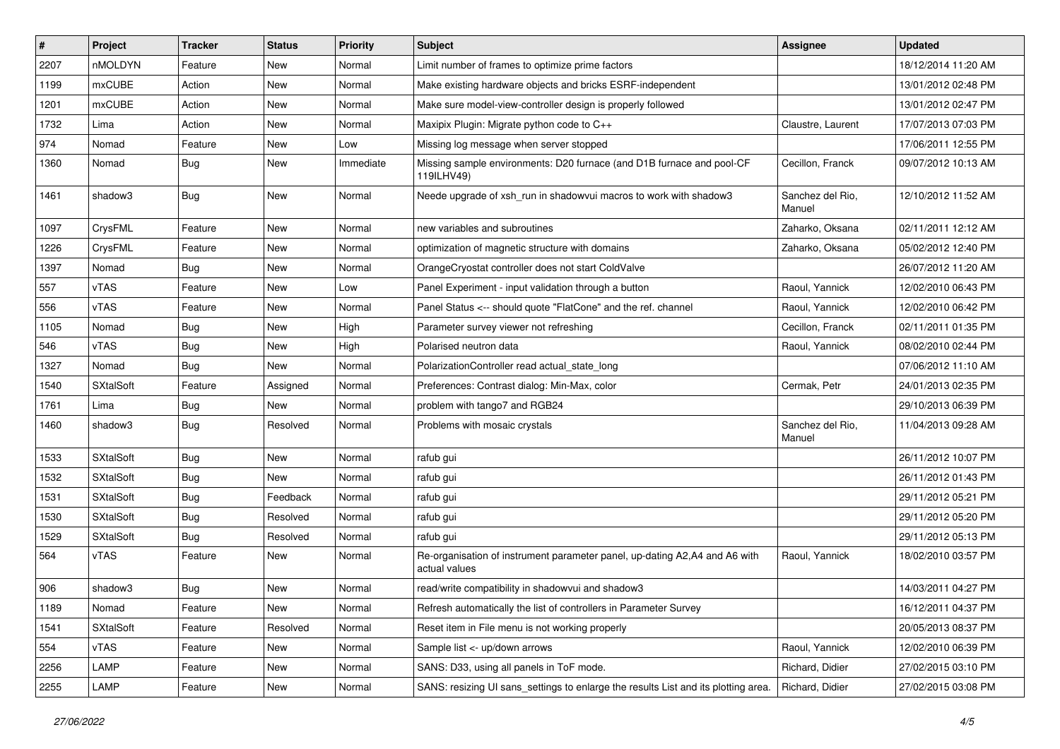| # | Project | Tracker | Status | Priority | Subject | Assignee | Updated |
|---|---|---|---|---|---|---|---|
| 2207 | nMOLDYN | Feature | New | Normal | Limit number of frames to optimize prime factors | | 18/12/2014 11:20 AM |
| 1199 | mxCUBE | Action | New | Normal | Make existing hardware objects and bricks ESRF-independent | | 13/01/2012 02:48 PM |
| 1201 | mxCUBE | Action | New | Normal | Make sure model-view-controller design is properly followed | | 13/01/2012 02:47 PM |
| 1732 | Lima | Action | New | Normal | Maxipix Plugin: Migrate python code to C++ | Claustre, Laurent | 17/07/2013 07:03 PM |
| 974 | Nomad | Feature | New | Low | Missing log message when server stopped | | 17/06/2011 12:55 PM |
| 1360 | Nomad | Bug | New | Immediate | Missing sample environments: D20 furnace (and D1B furnace and pool-CF 119ILHV49) | Cecillon, Franck | 09/07/2012 10:13 AM |
| 1461 | shadow3 | Bug | New | Normal | Neede upgrade of xsh_run in shadowvui macros to work with shadow3 | Sanchez del Rio, Manuel | 12/10/2012 11:52 AM |
| 1097 | CrysFML | Feature | New | Normal | new variables and subroutines | Zaharko, Oksana | 02/11/2011 12:12 AM |
| 1226 | CrysFML | Feature | New | Normal | optimization of magnetic structure with domains | Zaharko, Oksana | 05/02/2012 12:40 PM |
| 1397 | Nomad | Bug | New | Normal | OrangeCryostat controller does not start ColdValve | | 26/07/2012 11:20 AM |
| 557 | vTAS | Feature | New | Low | Panel Experiment - input validation through a button | Raoul, Yannick | 12/02/2010 06:43 PM |
| 556 | vTAS | Feature | New | Normal | Panel Status <-- should quote "FlatCone" and the ref. channel | Raoul, Yannick | 12/02/2010 06:42 PM |
| 1105 | Nomad | Bug | New | High | Parameter survey viewer not refreshing | Cecillon, Franck | 02/11/2011 01:35 PM |
| 546 | vTAS | Bug | New | High | Polarised neutron data | Raoul, Yannick | 08/02/2010 02:44 PM |
| 1327 | Nomad | Bug | New | Normal | PolarizationController read actual_state_long | | 07/06/2012 11:10 AM |
| 1540 | SXtalSoft | Feature | Assigned | Normal | Preferences: Contrast dialog: Min-Max, color | Cermak, Petr | 24/01/2013 02:35 PM |
| 1761 | Lima | Bug | New | Normal | problem with tango7 and RGB24 | | 29/10/2013 06:39 PM |
| 1460 | shadow3 | Bug | Resolved | Normal | Problems with mosaic crystals | Sanchez del Rio, Manuel | 11/04/2013 09:28 AM |
| 1533 | SXtalSoft | Bug | New | Normal | rafub gui | | 26/11/2012 10:07 PM |
| 1532 | SXtalSoft | Bug | New | Normal | rafub gui | | 26/11/2012 01:43 PM |
| 1531 | SXtalSoft | Bug | Feedback | Normal | rafub gui | | 29/11/2012 05:21 PM |
| 1530 | SXtalSoft | Bug | Resolved | Normal | rafub gui | | 29/11/2012 05:20 PM |
| 1529 | SXtalSoft | Bug | Resolved | Normal | rafub gui | | 29/11/2012 05:13 PM |
| 564 | vTAS | Feature | New | Normal | Re-organisation of instrument parameter panel, up-dating A2,A4 and A6 with actual values | Raoul, Yannick | 18/02/2010 03:57 PM |
| 906 | shadow3 | Bug | New | Normal | read/write compatibility in shadowvui and shadow3 | | 14/03/2011 04:27 PM |
| 1189 | Nomad | Feature | New | Normal | Refresh automatically the list of controllers in Parameter Survey | | 16/12/2011 04:37 PM |
| 1541 | SXtalSoft | Feature | Resolved | Normal | Reset item in File menu is not working properly | | 20/05/2013 08:37 PM |
| 554 | vTAS | Feature | New | Normal | Sample list <- up/down arrows | Raoul, Yannick | 12/02/2010 06:39 PM |
| 2256 | LAMP | Feature | New | Normal | SANS: D33, using all panels in ToF mode. | Richard, Didier | 27/02/2015 03:10 PM |
| 2255 | LAMP | Feature | New | Normal | SANS: resizing UI sans_settings to enlarge the results List and its plotting area. | Richard, Didier | 27/02/2015 03:08 PM |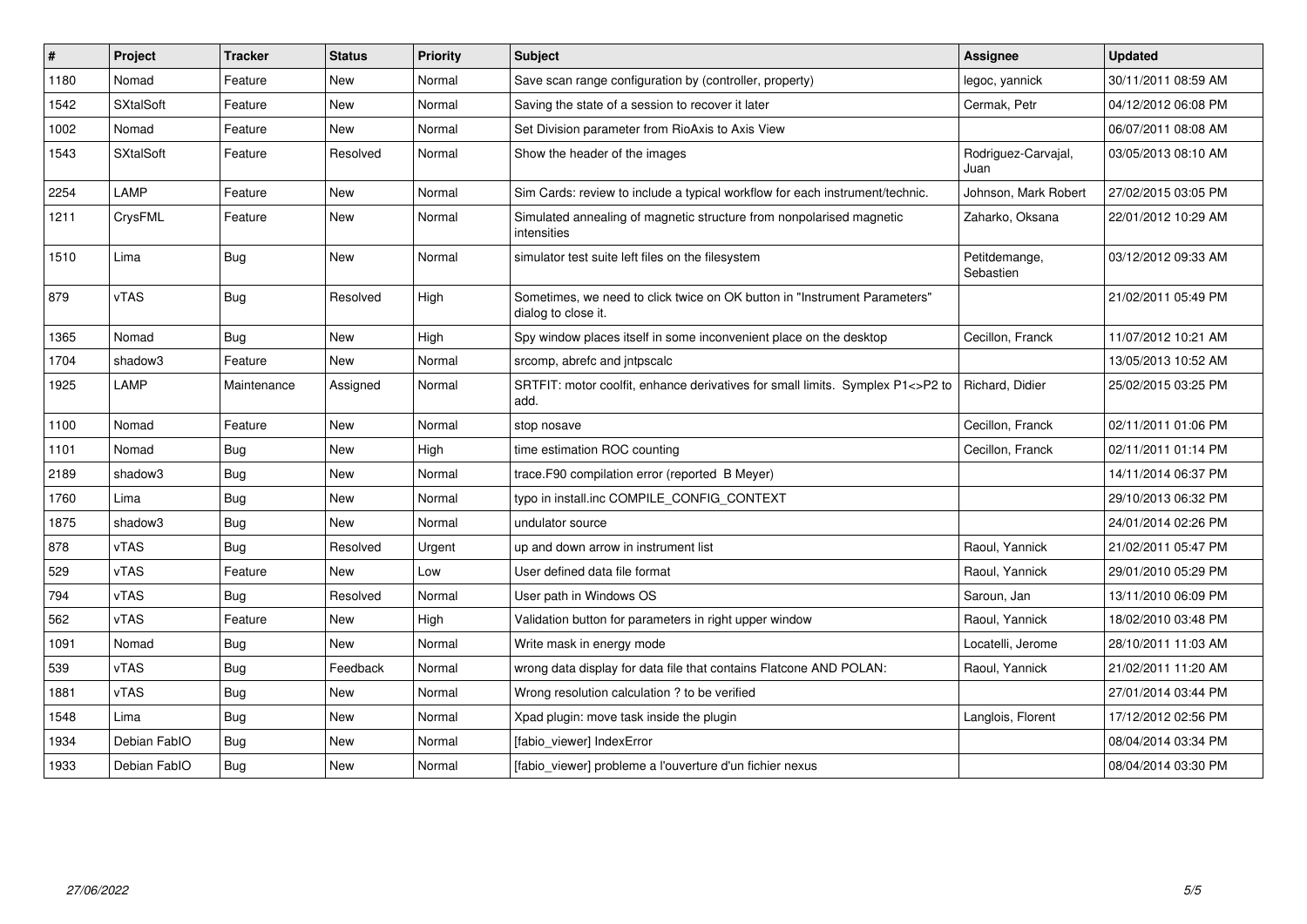| # | Project | Tracker | Status | Priority | Subject | Assignee | Updated |
|---|---|---|---|---|---|---|---|
| 1180 | Nomad | Feature | New | Normal | Save scan range configuration by (controller, property) | legoc, yannick | 30/11/2011 08:59 AM |
| 1542 | SXtalSoft | Feature | New | Normal | Saving the state of a session to recover it later | Cermak, Petr | 04/12/2012 06:08 PM |
| 1002 | Nomad | Feature | New | Normal | Set Division parameter from RioAxis to Axis View | | 06/07/2011 08:08 AM |
| 1543 | SXtalSoft | Feature | Resolved | Normal | Show the header of the images | Rodriguez-Carvajal, Juan | 03/05/2013 08:10 AM |
| 2254 | LAMP | Feature | New | Normal | Sim Cards: review to include a typical workflow for each instrument/technic. | Johnson, Mark Robert | 27/02/2015 03:05 PM |
| 1211 | CrysFML | Feature | New | Normal | Simulated annealing of magnetic structure from nonpolarised magnetic intensities | Zaharko, Oksana | 22/01/2012 10:29 AM |
| 1510 | Lima | Bug | New | Normal | simulator test suite left files on the filesystem | Petitdemange, Sebastien | 03/12/2012 09:33 AM |
| 879 | vTAS | Bug | Resolved | High | Sometimes, we need to click twice on OK button in "Instrument Parameters" dialog to close it. | | 21/02/2011 05:49 PM |
| 1365 | Nomad | Bug | New | High | Spy window places itself in some inconvenient place on the desktop | Cecillon, Franck | 11/07/2012 10:21 AM |
| 1704 | shadow3 | Feature | New | Normal | srcomp, abrefc and jntpscalc | | 13/05/2013 10:52 AM |
| 1925 | LAMP | Maintenance | Assigned | Normal | SRTFIT: motor coolfit, enhance derivatives for small limits. Symplex P1<>P2 to add. | Richard, Didier | 25/02/2015 03:25 PM |
| 1100 | Nomad | Feature | New | Normal | stop nosave | Cecillon, Franck | 02/11/2011 01:06 PM |
| 1101 | Nomad | Bug | New | High | time estimation ROC counting | Cecillon, Franck | 02/11/2011 01:14 PM |
| 2189 | shadow3 | Bug | New | Normal | trace.F90 compilation error (reported B Meyer) | | 14/11/2014 06:37 PM |
| 1760 | Lima | Bug | New | Normal | typo in install.inc COMPILE_CONFIG_CONTEXT | | 29/10/2013 06:32 PM |
| 1875 | shadow3 | Bug | New | Normal | undulator source | | 24/01/2014 02:26 PM |
| 878 | vTAS | Bug | Resolved | Urgent | up and down arrow in instrument list | Raoul, Yannick | 21/02/2011 05:47 PM |
| 529 | vTAS | Feature | New | Low | User defined data file format | Raoul, Yannick | 29/01/2010 05:29 PM |
| 794 | vTAS | Bug | Resolved | Normal | User path in Windows OS | Saroun, Jan | 13/11/2010 06:09 PM |
| 562 | vTAS | Feature | New | High | Validation button for parameters in right upper window | Raoul, Yannick | 18/02/2010 03:48 PM |
| 1091 | Nomad | Bug | New | Normal | Write mask in energy mode | Locatelli, Jerome | 28/10/2011 11:03 AM |
| 539 | vTAS | Bug | Feedback | Normal | wrong data display for data file that contains Flatcone AND POLAN: | Raoul, Yannick | 21/02/2011 11:20 AM |
| 1881 | vTAS | Bug | New | Normal | Wrong resolution calculation ? to be verified | | 27/01/2014 03:44 PM |
| 1548 | Lima | Bug | New | Normal | Xpad plugin: move task inside the plugin | Langlois, Florent | 17/12/2012 02:56 PM |
| 1934 | Debian FabIO | Bug | New | Normal | [fabio_viewer] IndexError | | 08/04/2014 03:34 PM |
| 1933 | Debian FabIO | Bug | New | Normal | [fabio_viewer] probleme a l'ouverture d'un fichier nexus | | 08/04/2014 03:30 PM |